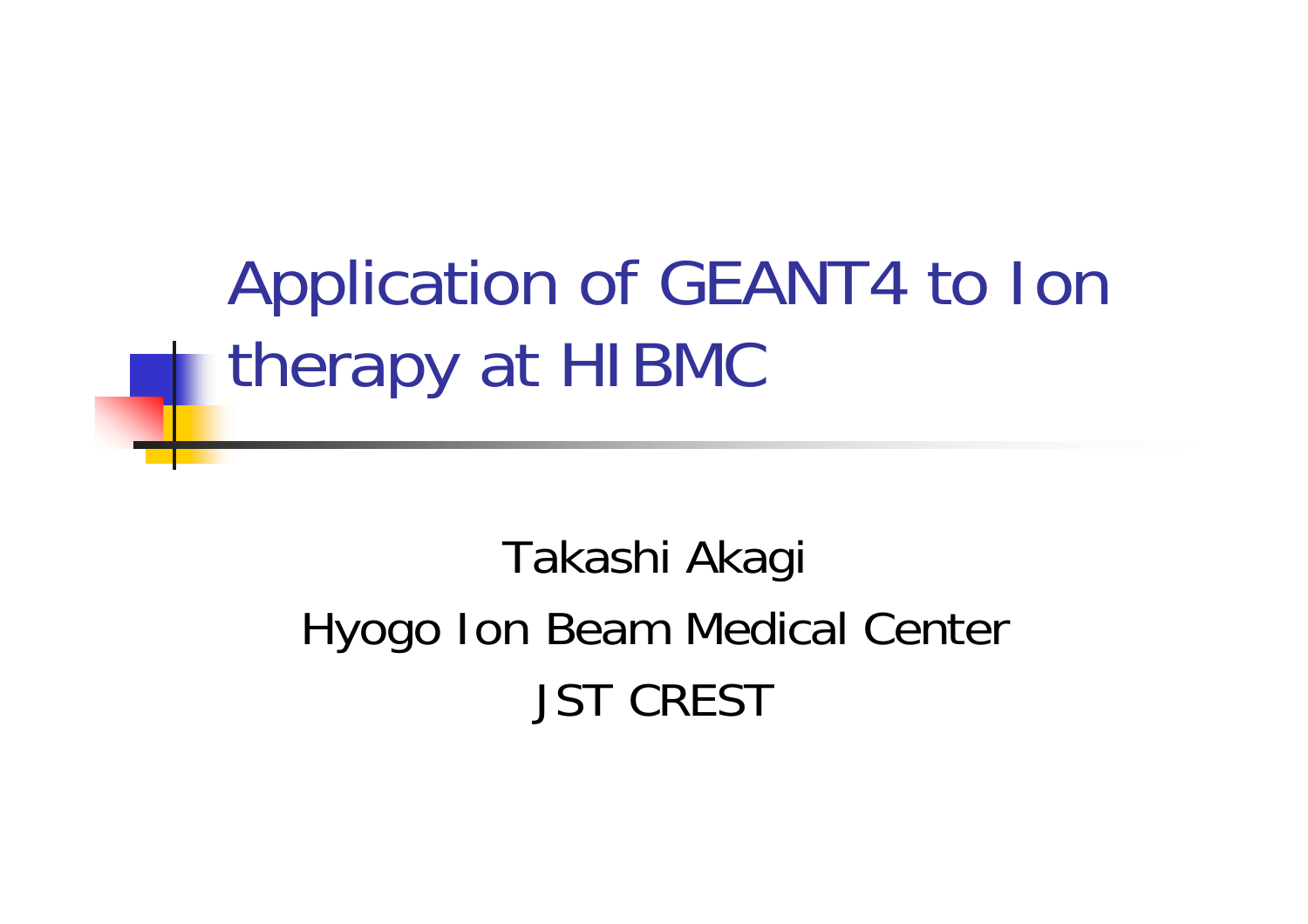# Application of GEANT4 to Ion therapy at HIBMC

Takashi Akagi

Hyogo Ion Beam Medical Center

JST CREST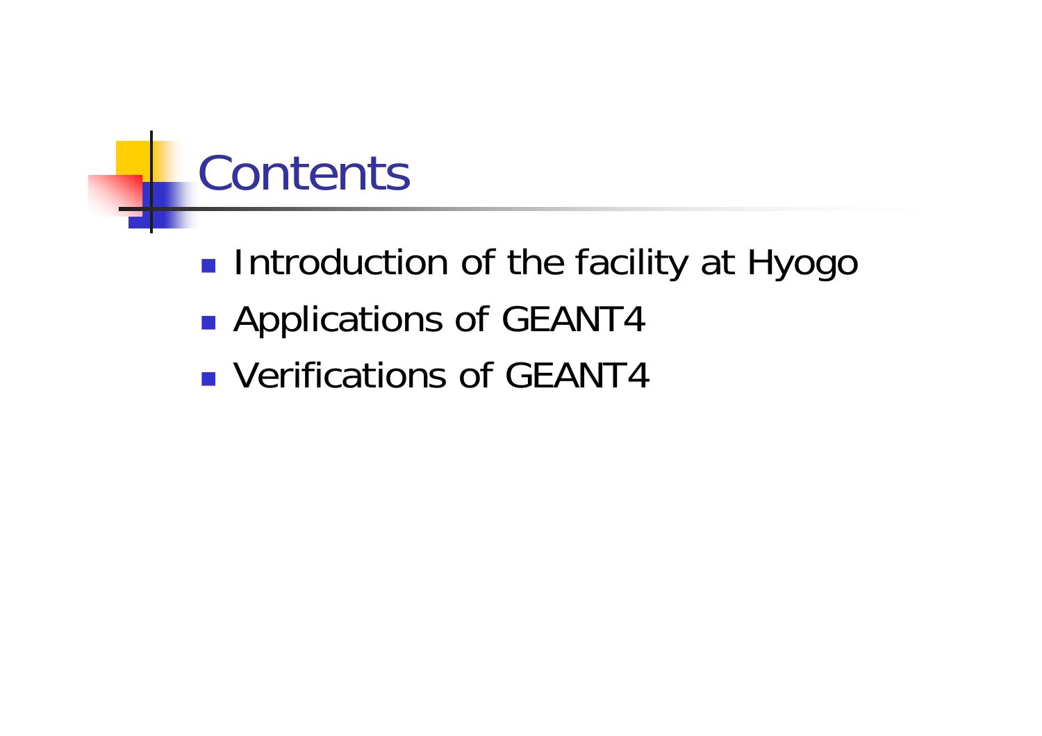# Contents

- Introduction of the facility at Hyogo
- Applications of GEANT4
- Verifications of GEANT4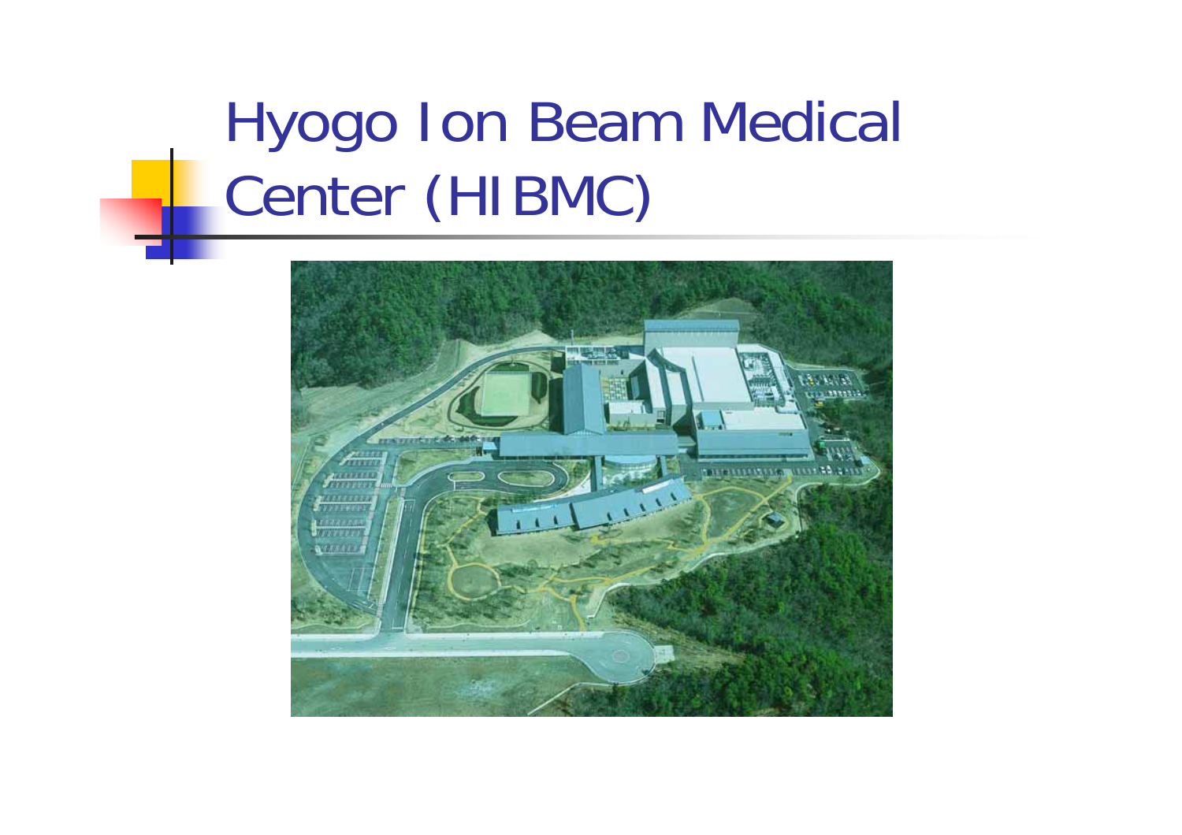# Hyogo Ion Beam Medical Center (HIBMC)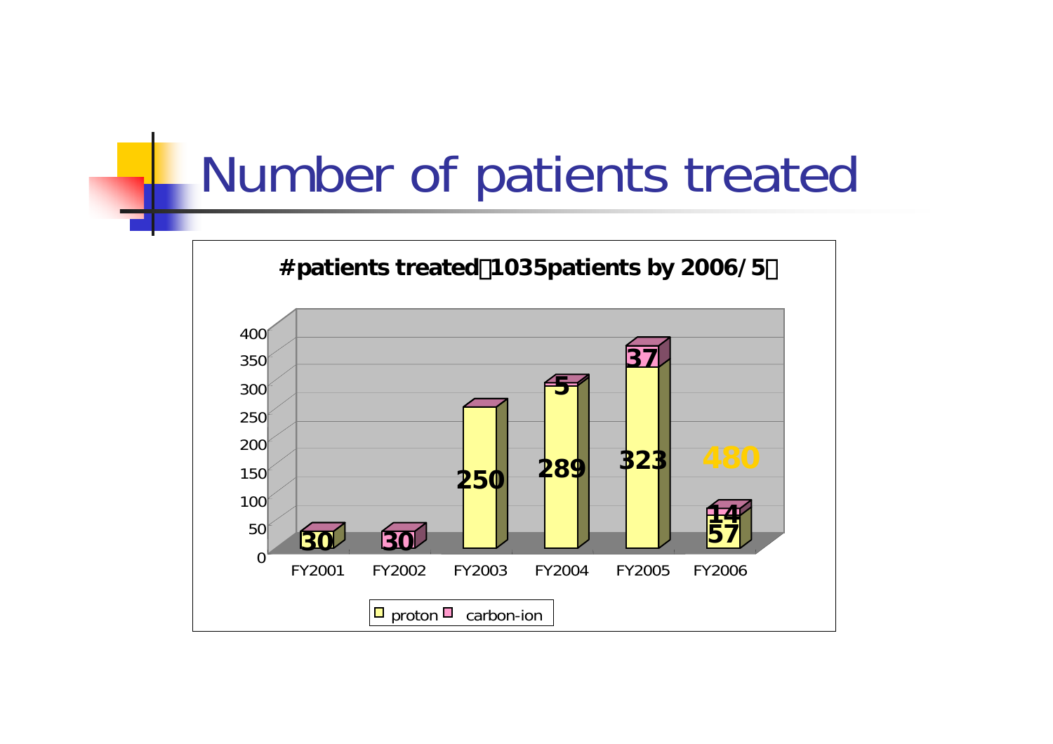# Number of patients treated

**#patients treated（1035patients by 2006/5）**

| | FY2001 | FY2002 | FY2003 | FY2004 | FY2005 | FY2006 |
|---|---|---|---|---|---|---|
| proton | 30 | | 250 | 289 | 323 | 57 |
| carbon-ion | | 30 | | 5 | 37 | 14 |

480

Legend: proton, carbon-ion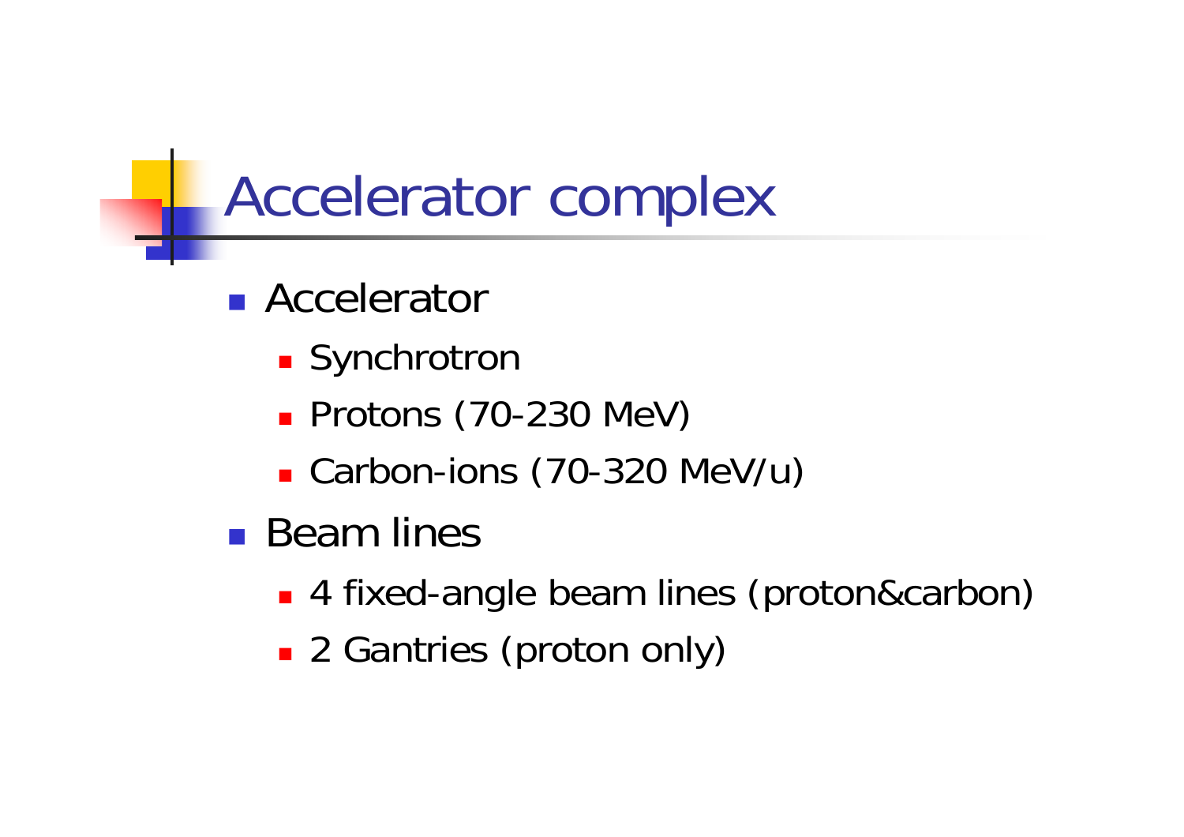# Accelerator complex

- Accelerator
  - Synchrotron
  - Protons (70-230 MeV)
  - Carbon-ions (70-320 MeV/u)
- Beam lines
  - 4 fixed-angle beam lines (proton&carbon)
  - 2 Gantries (proton only)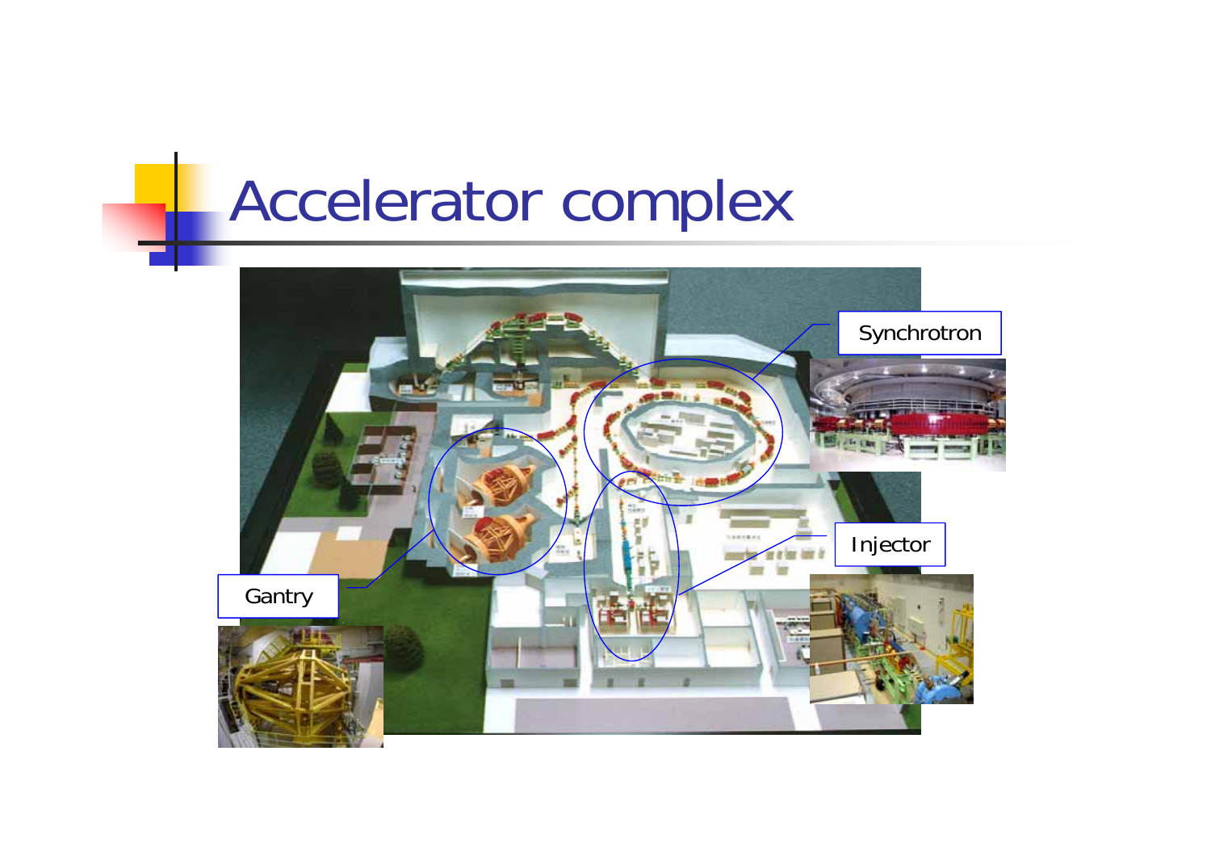# Accelerator complex

Synchrotron

Injector

Gantry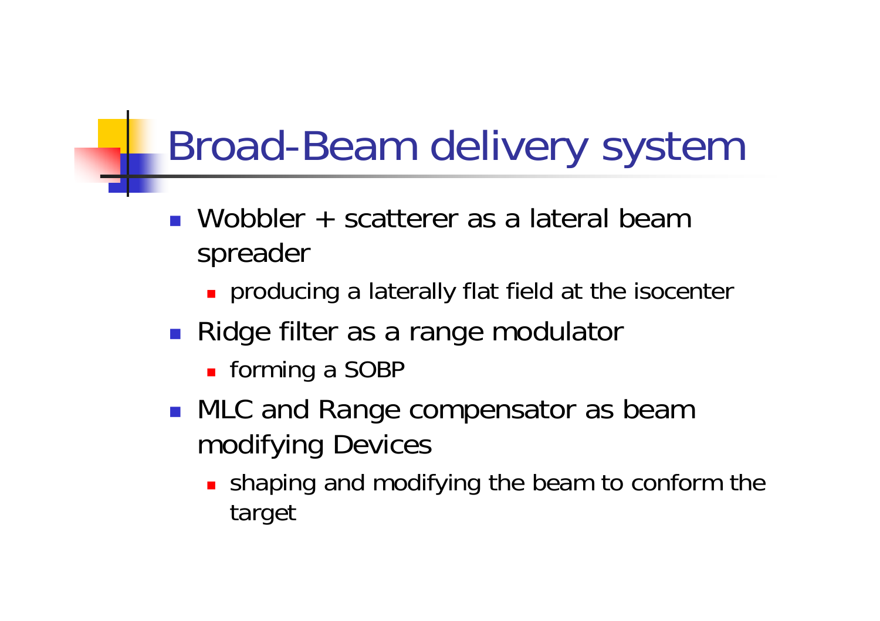# Broad-Beam delivery system

- Wobbler + scatterer as a lateral beam spreader
  - producing a laterally flat field at the isocenter
- Ridge filter as a range modulator
  - forming a SOBP
- MLC and Range compensator as beam modifying Devices
  - shaping and modifying the beam to conform the target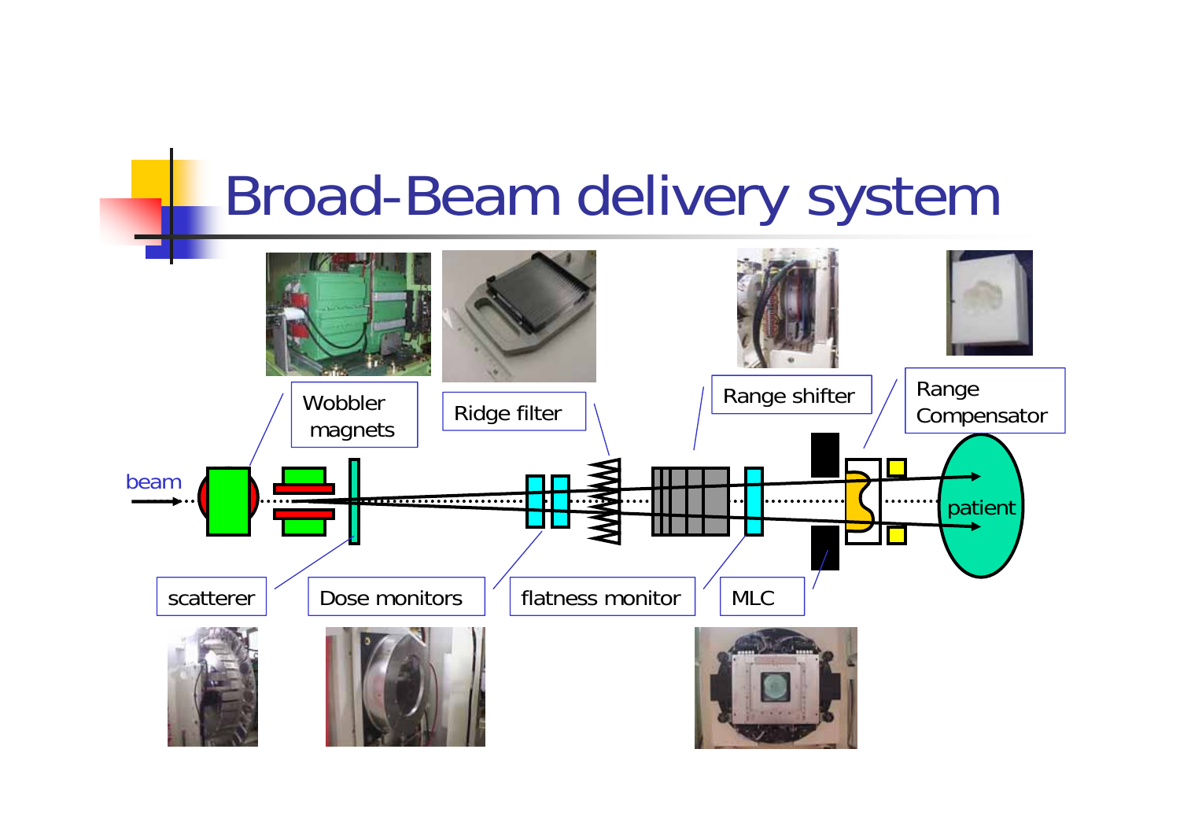# Broad-Beam delivery system

beam

Wobbler magnets

Ridge filter

Range shifter

Range Compensator

patient

scatterer

Dose monitors

flatness monitor

MLC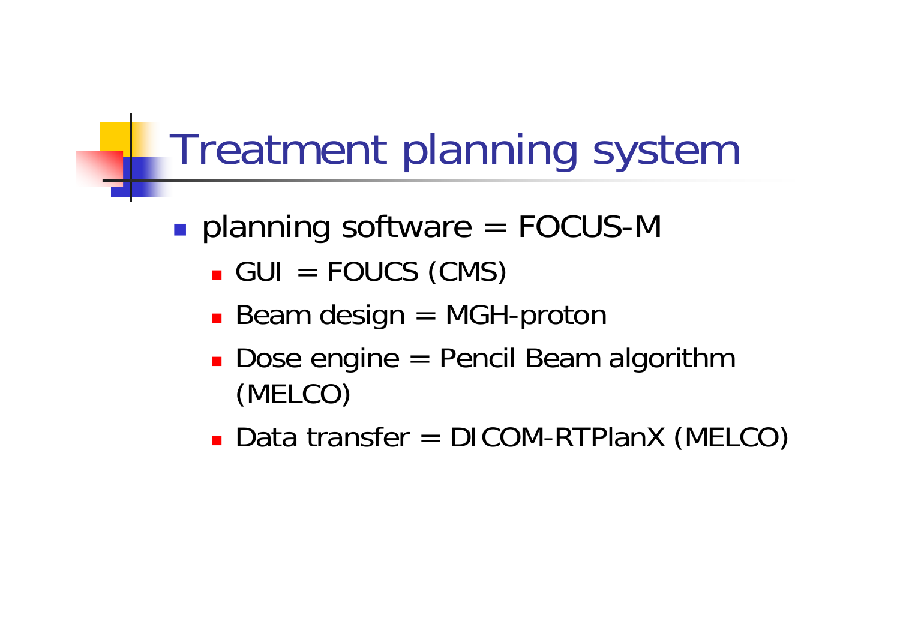# Treatment planning system

- planning software = FOCUS-M
  - GUI = FOUCS (CMS)
  - Beam design = MGH-proton
  - Dose engine = Pencil Beam algorithm (MELCO)
  - Data transfer = DICOM-RTPlanX (MELCO)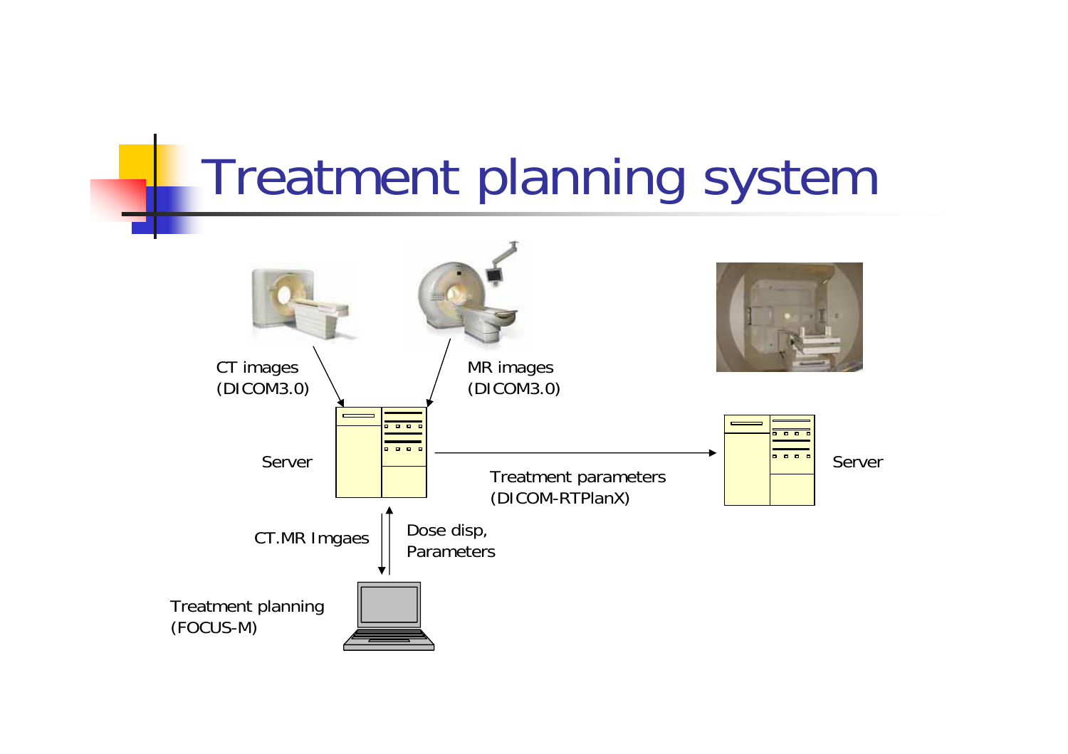# Treatment planning system

CT images
(DICOM3.0)

MR images
(DICOM3.0)

Server

Treatment parameters
(DICOM-RTPlanX)

Server

CT.MR Imgaes

Dose disp,
Parameters

Treatment planning
(FOCUS-M)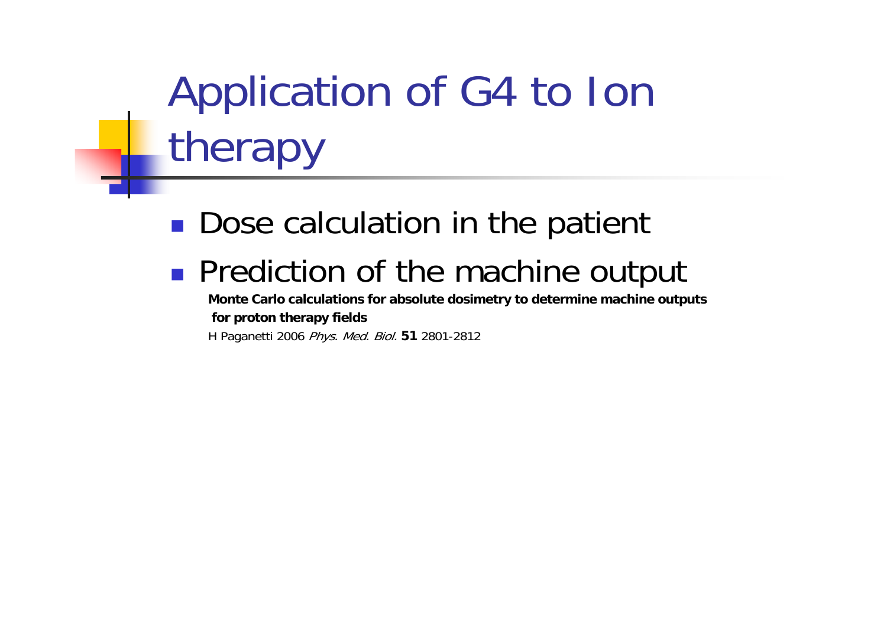# Application of G4 to Ion therapy

- Dose calculation in the patient
- Prediction of the machine output

  **Monte Carlo calculations for absolute dosimetry to determine machine outputs for proton therapy fields**

  H Paganetti 2006 *Phys. Med. Biol.* **51** 2801-2812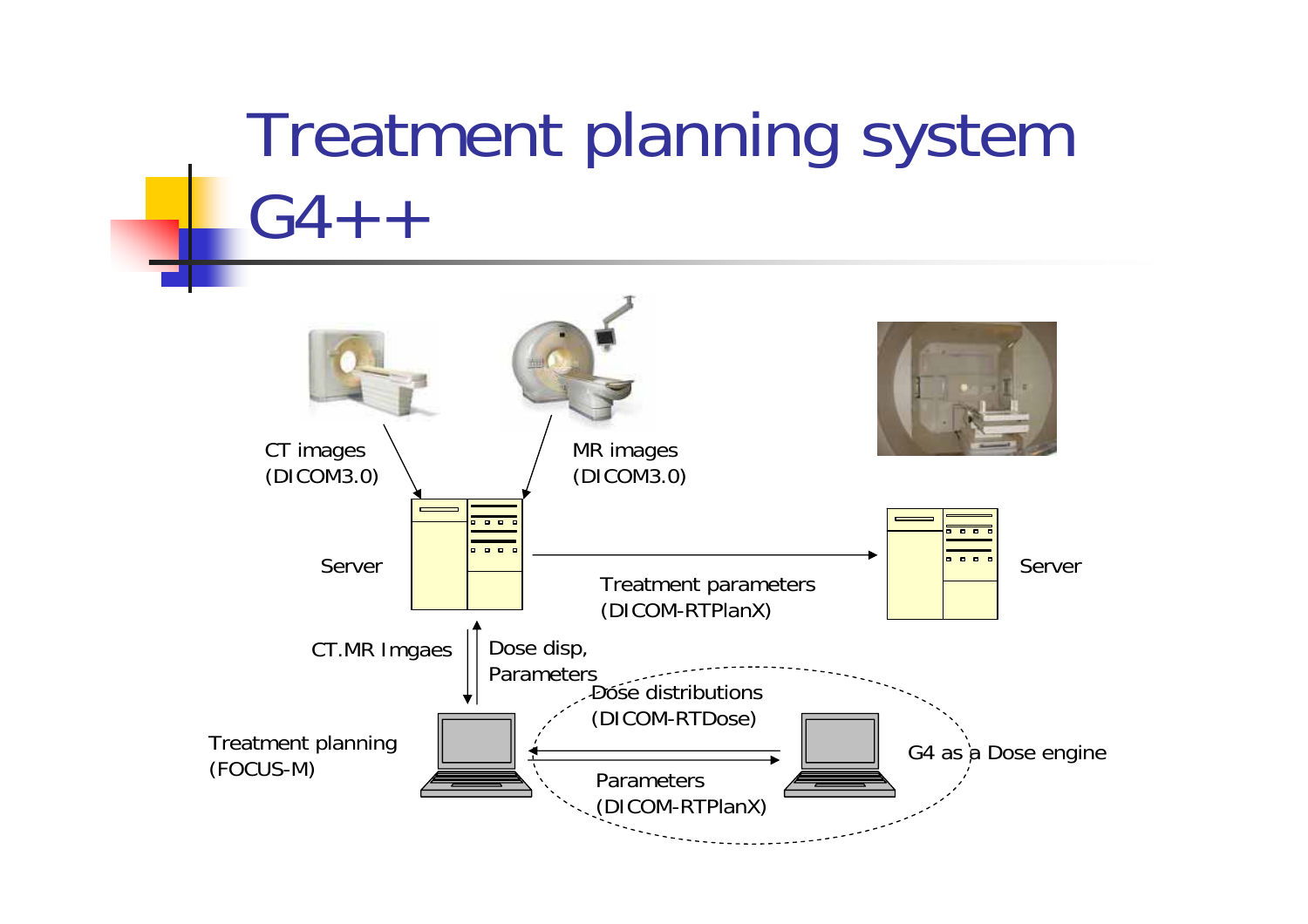# Treatment planning system G4++

CT images (DICOM3.0)

MR images (DICOM3.0)

Server

Treatment parameters (DICOM-RTPlanX)

Server

CT.MR Imgaes

Dose disp, Parameters

Dose distributions (DICOM-RTDose)

Treatment planning (FOCUS-M)

Parameters (DICOM-RTPlanX)

G4 as a Dose engine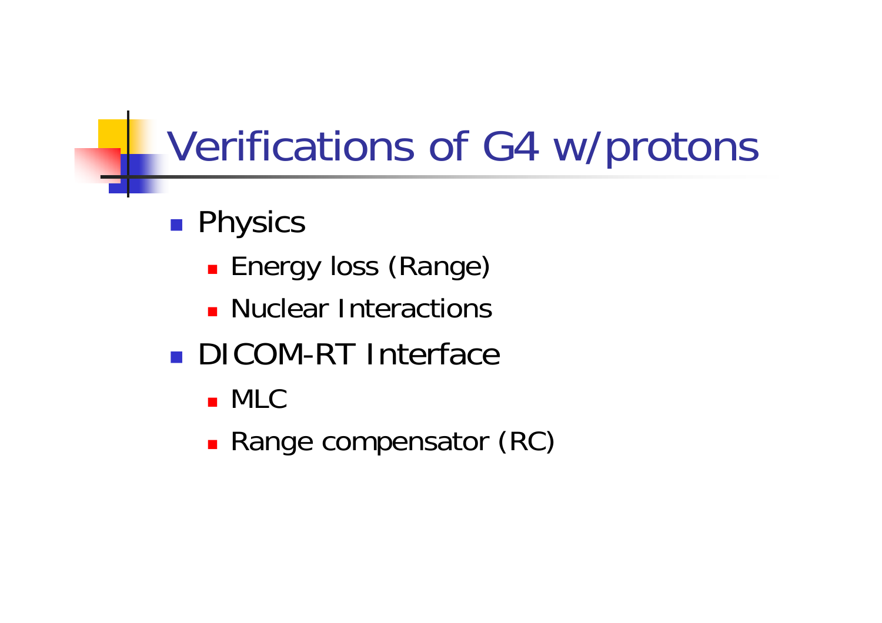# Verifications of G4 w/protons

- Physics
  - Energy loss (Range)
  - Nuclear Interactions
- DICOM-RT Interface
  - MLC
  - Range compensator (RC)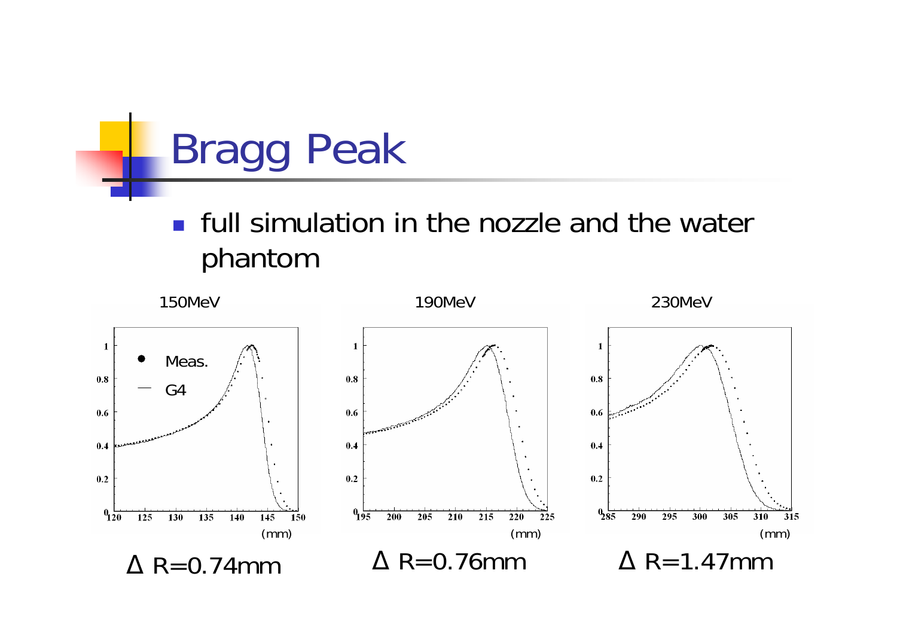# Bragg Peak

- full simulation in the nozzle and the water phantom

150MeV

190MeV

230MeV

$\Delta$ R=0.74mm

$\Delta$ R=0.76mm

$\Delta$ R=1.47mm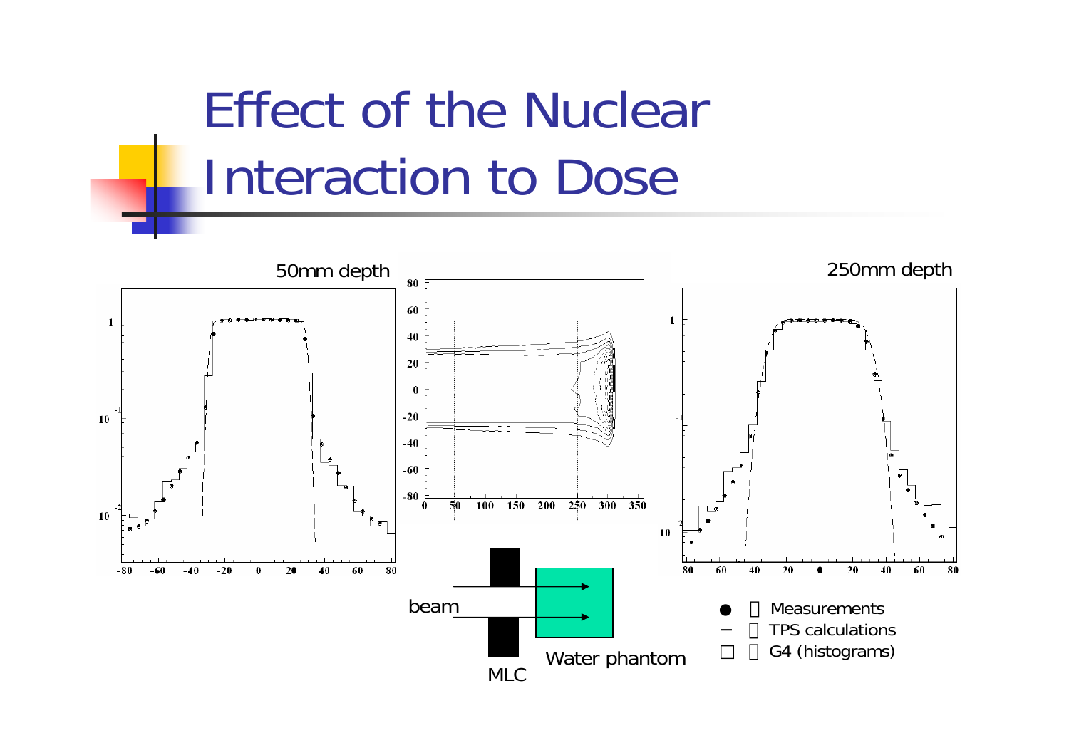# Effect of the Nuclear Interaction to Dose

50mm depth

250mm depth

beam

MLC

Water phantom

- ● Measurements
- − TPS calculations
- □ G4 (histograms)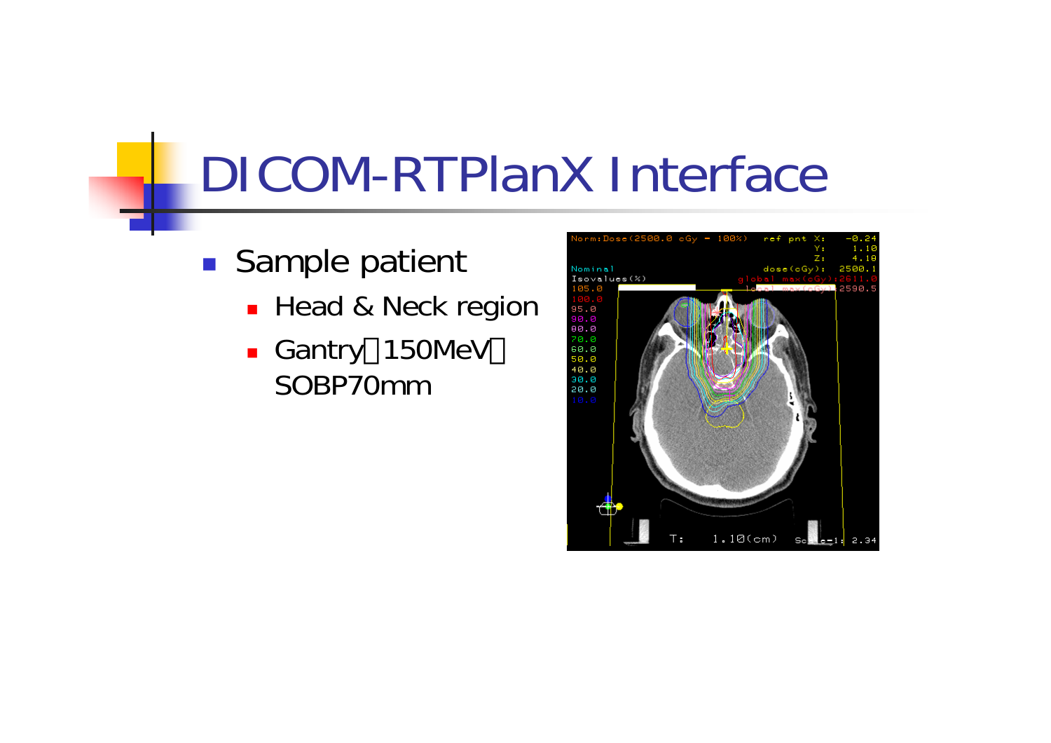# DICOM-RTPlanX Interface

- Sample patient
  - Head & Neck region
  - Gantry（150MeV）SOBP70mm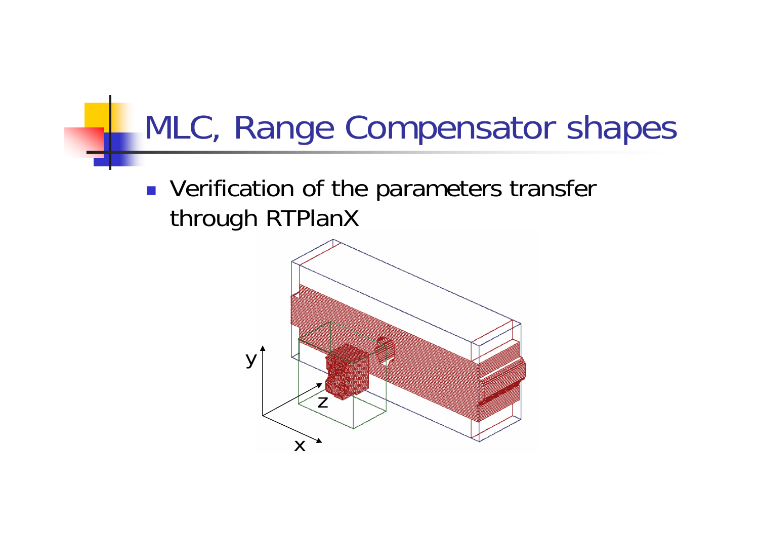# MLC, Range Compensator shapes

- Verification of the parameters transfer through RTPlanX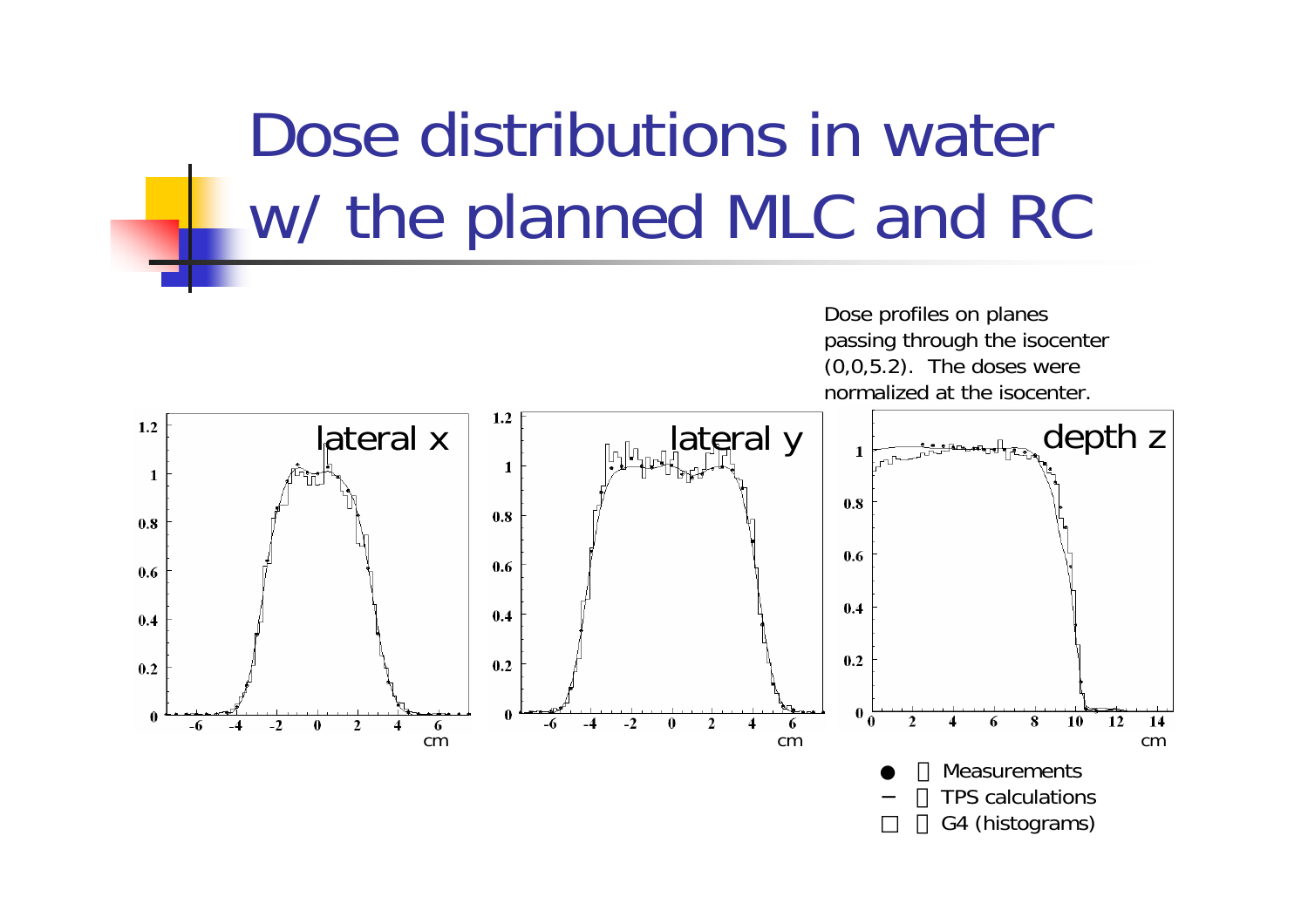# Dose distributions in water w/ the planned MLC and RC

Dose profiles on planes passing through the isocenter (0,0,5.2). The doses were normalized at the isocenter.

● : Measurements
− : TPS calculations
□ : G4 (histograms)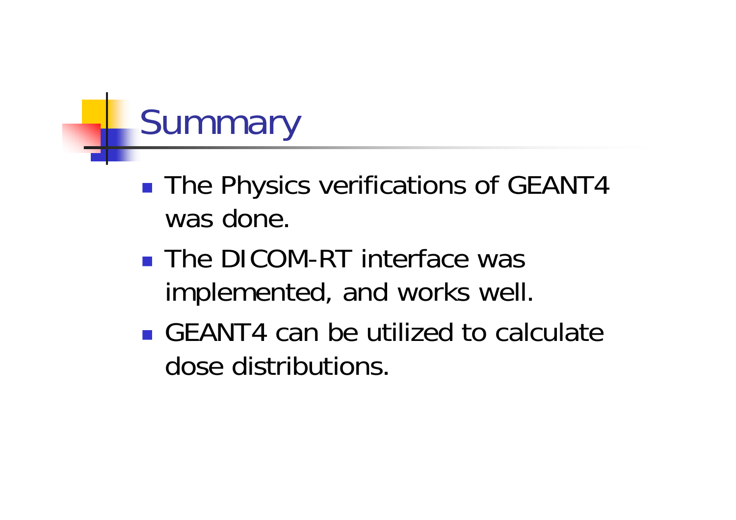# Summary

- The Physics verifications of GEANT4 was done.
- The DICOM-RT interface was implemented, and works well.
- GEANT4 can be utilized to calculate dose distributions.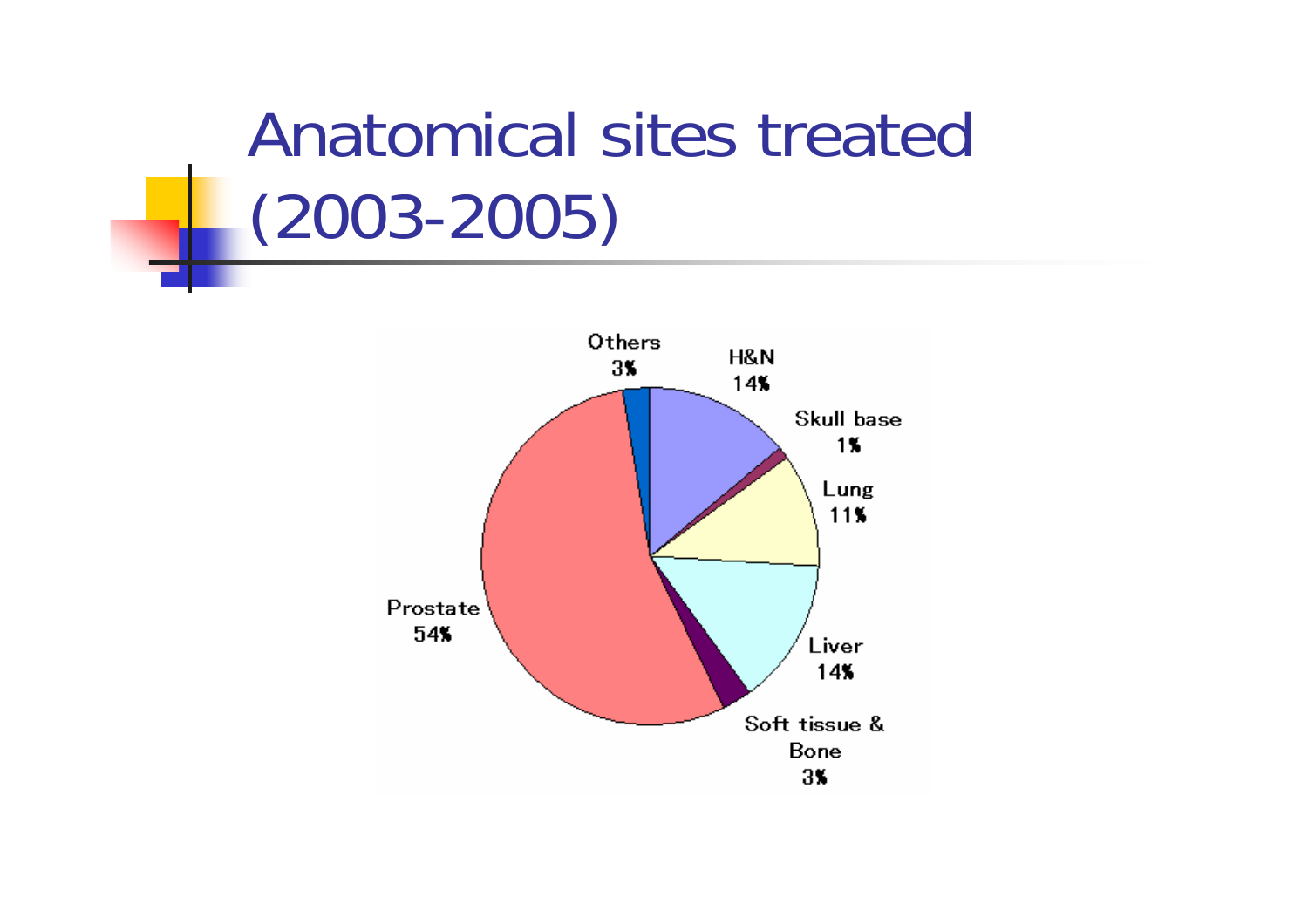# Anatomical sites treated (2003-2005)

| Site | Percentage |
| --- | --- |
| H&N | 14% |
| Skull base | 1% |
| Lung | 11% |
| Liver | 14% |
| Soft tissue & Bone | 3% |
| Prostate | 54% |
| Others | 3% |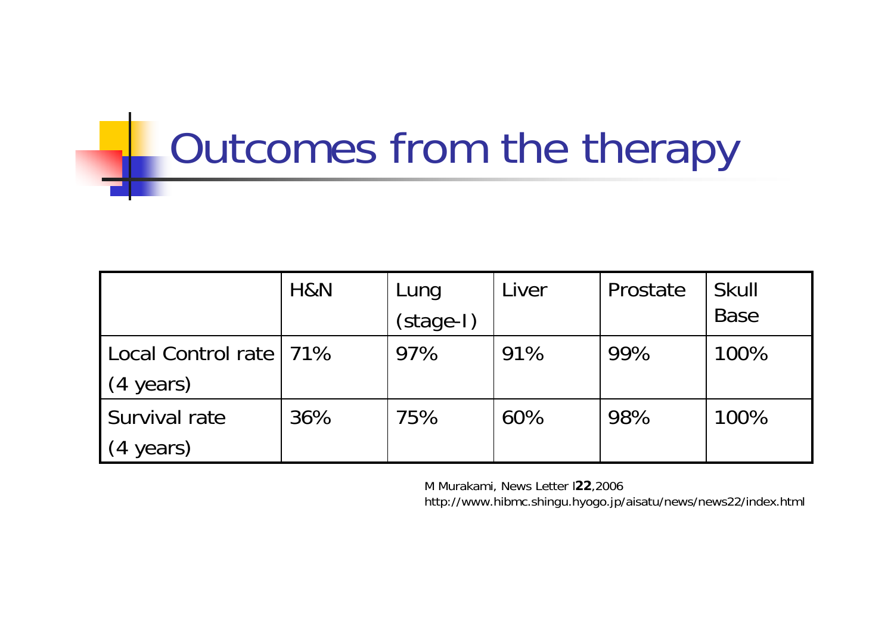# Outcomes from the therapy

| | H&N | Lung (stage-I) | Liver | Prostate | Skull Base |
|---|---|---|---|---|---|
| Local Control rate (4 years) | 71% | 97% | 91% | 99% | 100% |
| Survival rate (4 years) | 36% | 75% | 60% | 98% | 100% |

M Murakami, News Letter l**22**,2006
http://www.hibmc.shingu.hyogo.jp/aisatu/news/news22/index.html